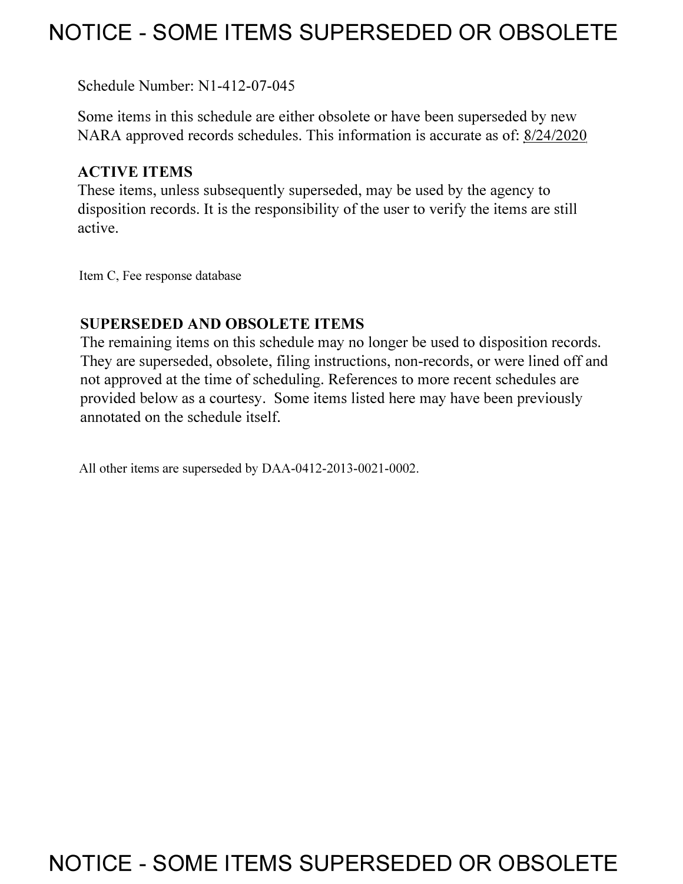# NOTICE - SOME ITEMS SUPERSEDED OR OBSOLETE

Schedule Number: N1-412-07-045

Some items in this schedule are either obsolete or have been superseded by new NARA approved records schedules. This information is accurate as of: 8/24/2020

**ACTIVE ITEMS**

These items, unless subsequently superseded, may be used by the agency to disposition records. It is the responsibility of the user to verify the items are still active.

Item C, Fee response database

**SUPERSEDED AND OBSOLETE ITEMS**

The remaining items on this schedule may no longer be used to disposition records. They are superseded, obsolete, filing instructions, non-records, or were lined off and not approved at the time of scheduling. References to more recent schedules are provided below as a courtesy. Some items listed here may have been previously annotated on the schedule itself.

All other items are superseded by DAA-0412-2013-0021-0002.

# NOTICE - SOME ITEMS SUPERSEDED OR OBSOLETE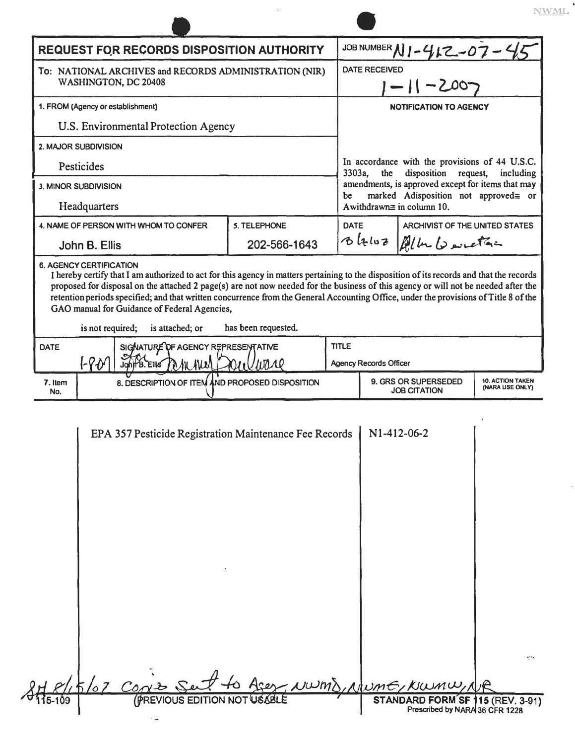NWML

# REQUEST FOR RECORDS DISPOSITION AUTHORITY

| | |
|---|---|
| **To:** NATIONAL ARCHIVES and RECORDS ADMINISTRATION (NIR) WASHINGTON, DC 20408 | **JOB NUMBER** N1-412-07-45 |
| | **DATE RECEIVED** 1-11-2007 |
| **1. FROM (Agency or establishment)** U.S. Environmental Protection Agency | **NOTIFICATION TO AGENCY** |
| **2. MAJOR SUBDIVISION** Pesticides | In accordance with the provisions of 44 U.S.C. 3303a, the disposition request, including amendments, is approved except for items that may be marked Adisposition not approved≅ or Awithdrawn≅ in column 10. |
| **3. MINOR SUBDIVISION** Headquarters | |

| 4. NAME OF PERSON WITH WHOM TO CONFER | 5. TELEPHONE | DATE | ARCHIVIST OF THE UNITED STATES |
|---|---|---|---|
| John B. Ellis | 202-566-1643 | 8/7/07 | Allen Weinstein |

**6. AGENCY CERTIFICATION**

I hereby certify that I am authorized to act for this agency in matters pertaining to the disposition of its records and that the records proposed for disposal on the attached 2 page(s) are not now needed for the business of this agency or will not be needed after the retention periods specified; and that written concurrence from the General Accounting Office, under the provisions of Title 8 of the GAO manual for Guidance of Federal Agencies,

is not required; is attached; or has been requested.

| DATE | SIGNATURE OF AGENCY REPRESENTATIVE | TITLE |
|---|---|---|
| 1-8-07 | for John B. Ellis | Agency Records Officer |

| 7. Item No. | 8. DESCRIPTION OF ITEM AND PROPOSED DISPOSITION | 9. GRS OR SUPERSEDED JOB CITATION | 10. ACTION TAKEN (NARA USE ONLY) |
|---|---|---|---|
| | EPA 357 Pesticide Registration Maintenance Fee Records | N1-412-06-2 | |

SH 8/15/07 Copies Sent to Agency, NWMD, NWME, NWMW, NR

115-109 (PREVIOUS EDITION NOT USABLE

STANDARD FORM SF 115 (REV. 3-91) Prescribed by NARA 36 CFR 1228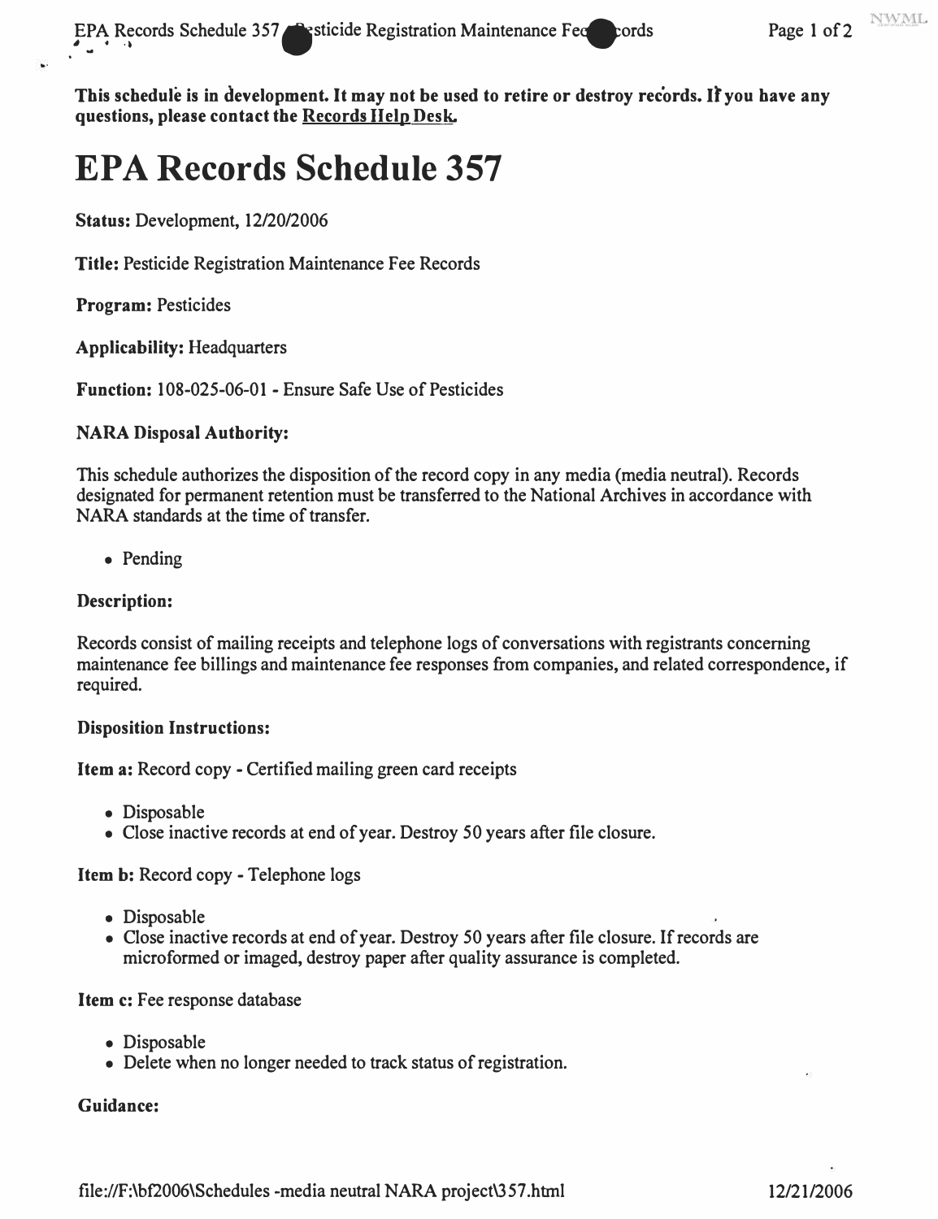**This schedule is in development. It may not be used to retire or destroy records. If you have any questions, please contact the Records Help Desk.**

# EPA Records Schedule 357

**Status:** Development, 12/20/2006

**Title:** Pesticide Registration Maintenance Fee Records

**Program:** Pesticides

**Applicability:** Headquarters

**Function:** 108-025-06-01 - Ensure Safe Use of Pesticides

**NARA Disposal Authority:**

This schedule authorizes the disposition of the record copy in any media (media neutral). Records designated for permanent retention must be transferred to the National Archives in accordance with NARA standards at the time of transfer.

- Pending

**Description:**

Records consist of mailing receipts and telephone logs of conversations with registrants concerning maintenance fee billings and maintenance fee responses from companies, and related correspondence, if required.

**Disposition Instructions:**

**Item a:** Record copy - Certified mailing green card receipts

- Disposable
- Close inactive records at end of year. Destroy 50 years after file closure.

**Item b:** Record copy - Telephone logs

- Disposable
- Close inactive records at end of year. Destroy 50 years after file closure. If records are microformed or imaged, destroy paper after quality assurance is completed.

**Item c:** Fee response database

- Disposable
- Delete when no longer needed to track status of registration.

**Guidance:**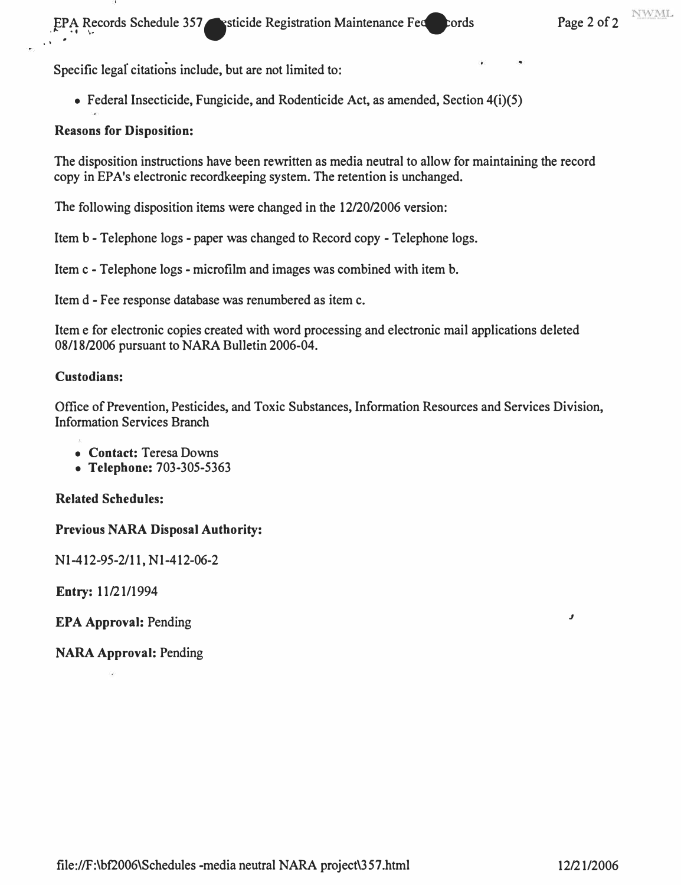Specific legal citations include, but are not limited to:

- Federal Insecticide, Fungicide, and Rodenticide Act, as amended, Section 4(i)(5)

**Reasons for Disposition:**

The disposition instructions have been rewritten as media neutral to allow for maintaining the record copy in EPA's electronic recordkeeping system. The retention is unchanged.

The following disposition items were changed in the 12/20/2006 version:

Item b - Telephone logs - paper was changed to Record copy - Telephone logs.

Item c - Telephone logs - microfilm and images was combined with item b.

Item d - Fee response database was renumbered as item c.

Item e for electronic copies created with word processing and electronic mail applications deleted 08/18/2006 pursuant to NARA Bulletin 2006-04.

**Custodians:**

Office of Prevention, Pesticides, and Toxic Substances, Information Resources and Services Division, Information Services Branch

- **Contact:** Teresa Downs
- **Telephone:** 703-305-5363

**Related Schedules:**

**Previous NARA Disposal Authority:**

N1-412-95-2/11, N1-412-06-2

**Entry:** 11/21/1994

**EPA Approval:** Pending

**NARA Approval:** Pending